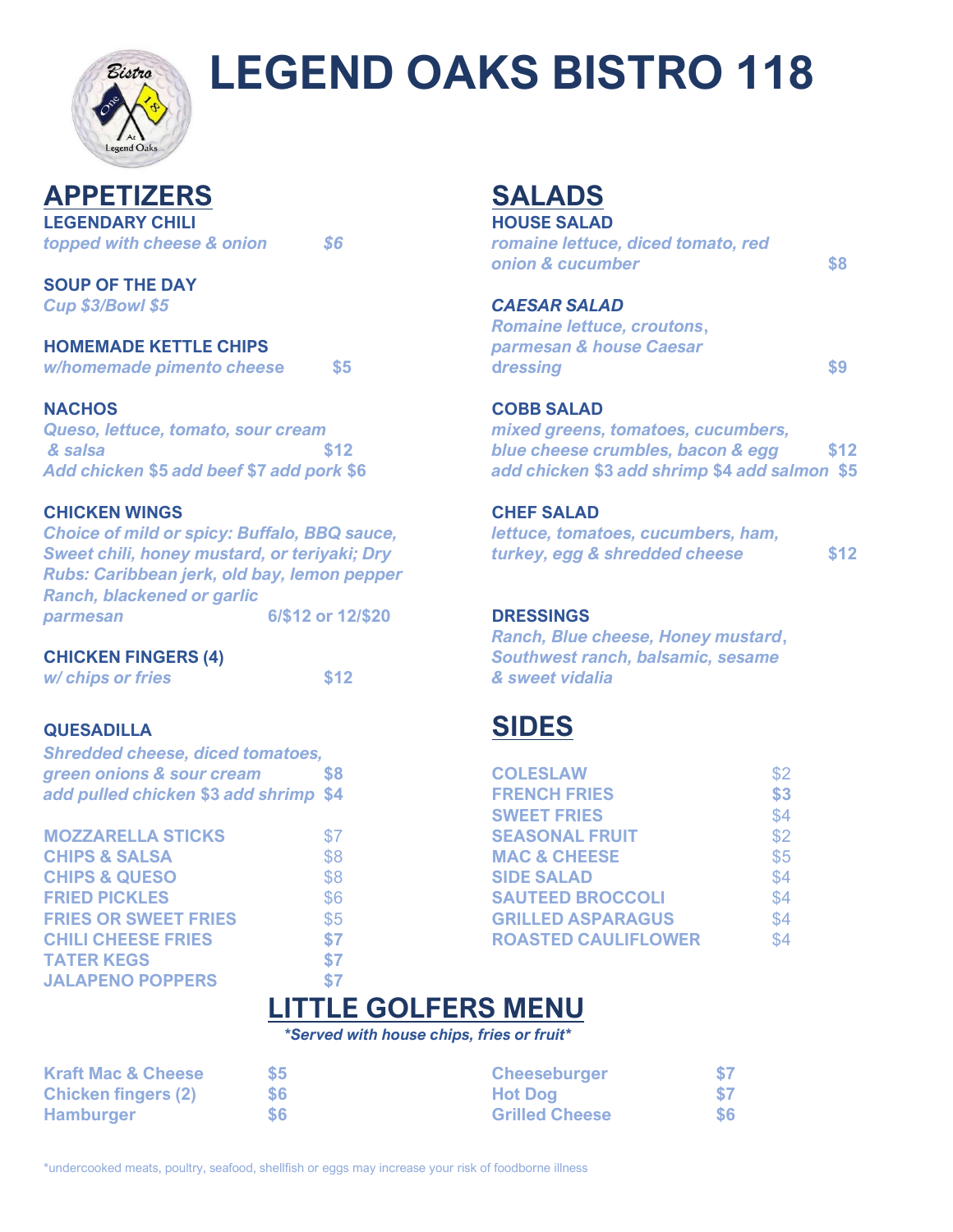# LEGEND OAKS BISTRO 118

## APPETIZERS

**LEGENDARY CHILI**
*topped with cheese & onion* *$6*

**SOUP OF THE DAY**
*Cup $3/Bowl $5*

**HOMEMADE KETTLE CHIPS**
*w/homemade pimento cheese* **$5**

**NACHOS**
*Queso, lettuce, tomato, sour cream & salsa* **$12**
*Add chicken $5 add beef $7 add pork $6*

**CHICKEN WINGS**
*Choice of mild or spicy: Buffalo, BBQ sauce, Sweet chili, honey mustard, or teriyaki; Dry Rubs: Caribbean jerk, old bay, lemon pepper Ranch, blackened or garlic parmesan* **6/$12 or 12/$20**

**CHICKEN FINGERS (4)**
*w/ chips or fries* **$12**

**QUESADILLA**
*Shredded cheese, diced tomatoes, green onions & sour cream* **$8**
*add pulled chicken $3 add shrimp $4*

| | |
|---|---|
| MOZZARELLA STICKS | $7 |
| CHIPS & SALSA | $8 |
| CHIPS & QUESO | $8 |
| FRIED PICKLES | $6 |
| FRIES OR SWEET FRIES | $5 |
| CHILI CHEESE FRIES | $7 |
| TATER KEGS | $7 |
| JALAPENO POPPERS | $7 |

## SALADS

**HOUSE SALAD**
*romaine lettuce, diced tomato, red onion & cucumber* **$8**

***CAESAR SALAD***
*Romaine lettuce, croutons, parmesan & house Caesar dressing* **$9**

**COBB SALAD**
*mixed greens, tomatoes, cucumbers, blue cheese crumbles, bacon & egg* **$12**
*add chicken $3 add shrimp $4 add salmon $5*

**CHEF SALAD**
*lettuce, tomatoes, cucumbers, ham, turkey, egg & shredded cheese* **$12**

**DRESSINGS**
*Ranch, Blue cheese, Honey mustard, Southwest ranch, balsamic, sesame & sweet vidalia*

## SIDES

| | |
|---|---|
| COLESLAW | $2 |
| FRENCH FRIES | $3 |
| SWEET FRIES | $4 |
| SEASONAL FRUIT | $2 |
| MAC & CHEESE | $5 |
| SIDE SALAD | $4 |
| SAUTEED BROCCOLI | $4 |
| GRILLED ASPARAGUS | $4 |
| ROASTED CAULIFLOWER | $4 |

## LITTLE GOLFERS MENU

***Served with house chips, fries or fruit***

| | |
|---|---|
| Kraft Mac & Cheese | $5 |
| Chicken fingers (2) | $6 |
| Hamburger | $6 |
| Cheeseburger | $7 |
| Hot Dog | $7 |
| Grilled Cheese | $6 |

*undercooked meats, poultry, seafood, shellfish or eggs may increase your risk of foodborne illness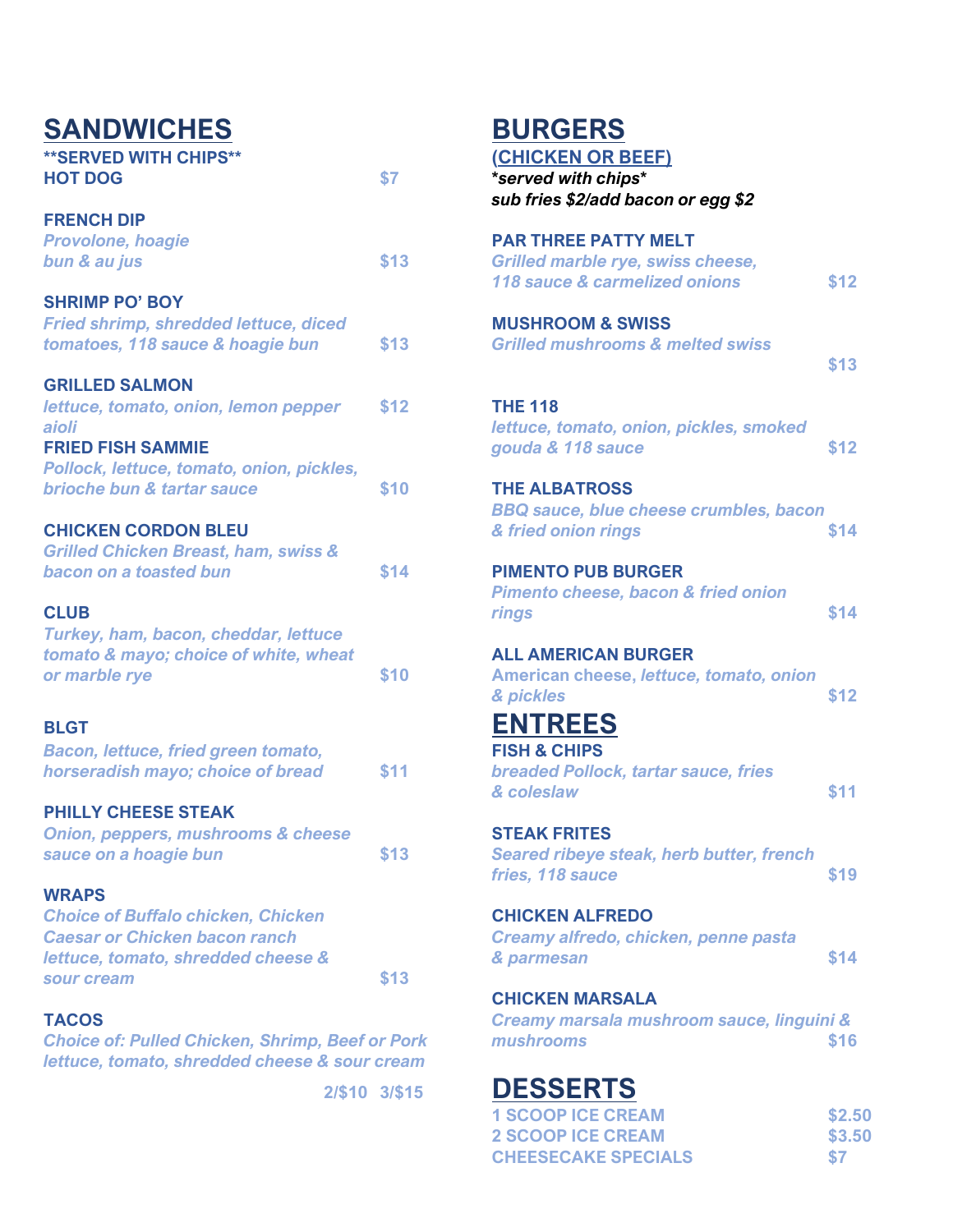## SANDWICHES

**\*\*SERVED WITH CHIPS\*\***

**HOT DOG** $7

**FRENCH DIP**
*Provolone, hoagie bun & au jus* $13

**SHRIMP PO' BOY**
*Fried shrimp, shredded lettuce, diced tomatoes, 118 sauce & hoagie bun* $13

**GRILLED SALMON**
*lettuce, tomato, onion, lemon pepper aioli* $12

**FRIED FISH SAMMIE**
*Pollock, lettuce, tomato, onion, pickles, brioche bun & tartar sauce* $10

**CHICKEN CORDON BLEU**
*Grilled Chicken Breast, ham, swiss & bacon on a toasted bun* $14

**CLUB**
*Turkey, ham, bacon, cheddar, lettuce tomato & mayo; choice of white, wheat or marble rye* $10

**BLGT**
*Bacon, lettuce, fried green tomato, horseradish mayo; choice of bread* $11

**PHILLY CHEESE STEAK**
*Onion, peppers, mushrooms & cheese sauce on a hoagie bun* $13

**WRAPS**
*Choice of Buffalo chicken, Chicken Caesar or Chicken bacon ranch lettuce, tomato, shredded cheese & sour cream* $13

**TACOS**
*Choice of: Pulled Chicken, Shrimp, Beef or Pork lettuce, tomato, shredded cheese & sour cream*
2/$10 3/$15

## BURGERS

**(CHICKEN OR BEEF)**

***served with chips***
***sub fries $2/add bacon or egg $2***

**PAR THREE PATTY MELT**
*Grilled marble rye, swiss cheese, 118 sauce & carmelized onions* $12

**MUSHROOM & SWISS**
*Grilled mushrooms & melted swiss* $13

**THE 118**
*lettuce, tomato, onion, pickles, smoked gouda & 118 sauce* $12

**THE ALBATROSS**
*BBQ sauce, blue cheese crumbles, bacon & fried onion rings* $14

**PIMENTO PUB BURGER**
*Pimento cheese, bacon & fried onion rings* $14

**ALL AMERICAN BURGER**
American cheese, *lettuce, tomato, onion & pickles* $12

## ENTREES

**FISH & CHIPS**
*breaded Pollock, tartar sauce, fries & coleslaw* $11

**STEAK FRITES**
*Seared ribeye steak, herb butter, french fries, 118 sauce* $19

**CHICKEN ALFREDO**
*Creamy alfredo, chicken, penne pasta & parmesan* $14

**CHICKEN MARSALA**
*Creamy marsala mushroom sauce, linguini & mushrooms* $16

## DESSERTS

**1 SCOOP ICE CREAM** $2.50
**2 SCOOP ICE CREAM** $3.50
**CHEESECAKE SPECIALS** $7